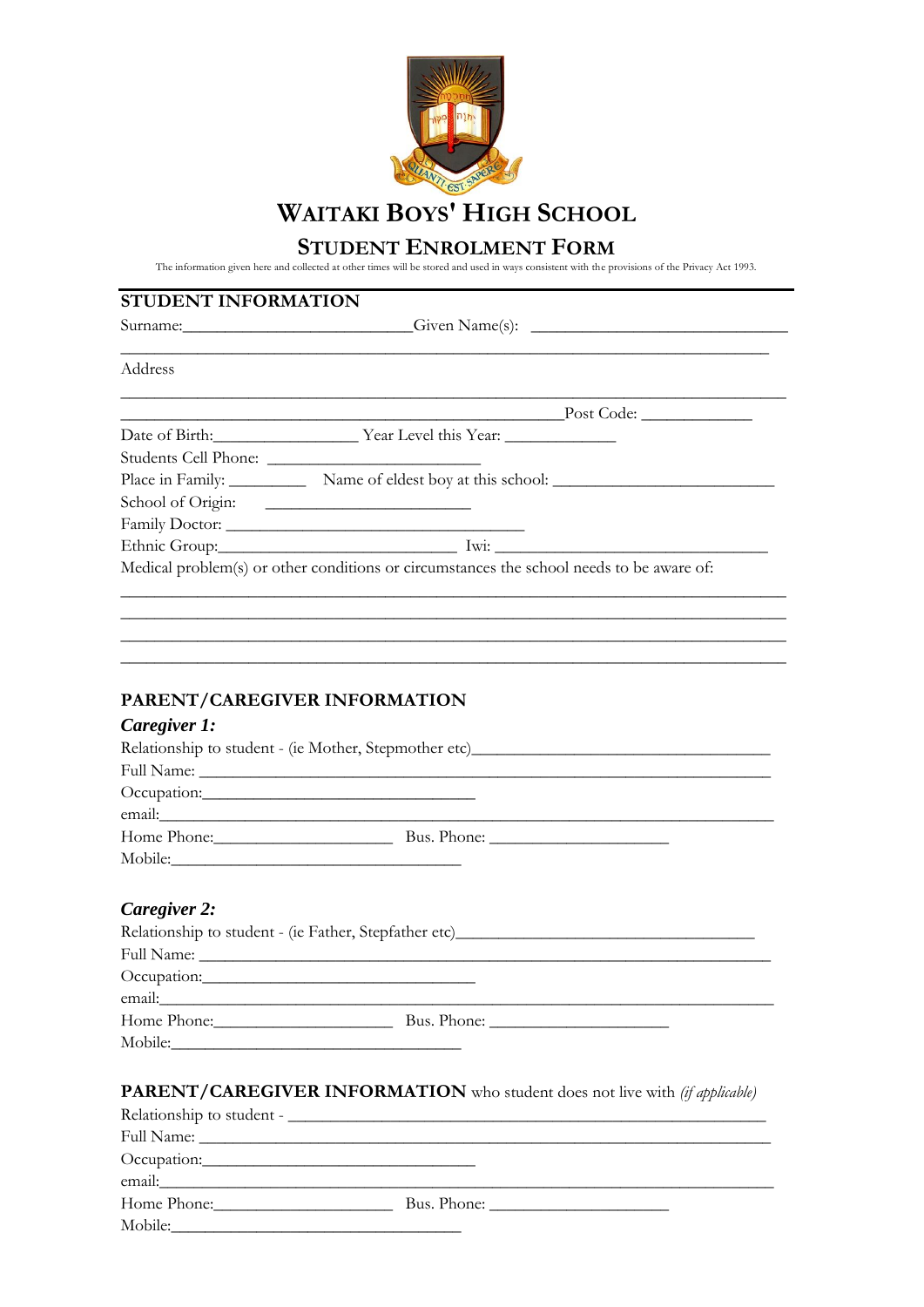# WAITAKI BOYS' HIGH SCHOOL

## STUDENT ENROLMENT FORM

The information given here and collected at other times will be stored and used in ways consistent with the provisions of the Privacy Act 1993.

### STUDENT INFORMATION

Surname:___________________________Given Name(s): ______________________________

___________________________________________________________________________

Address

___________________________________________________________________________

____________________________________________________Post Code: _____________

Date of Birth:_________________ Year Level this Year: _____________

Students Cell Phone: _________________________

Place in Family: _________ Name of eldest boy at this school: __________________________

School of Origin: ________________________

Family Doctor: ___________________________________

Ethnic Group:____________________________ Iwi: ________________________________

Medical problem(s) or other conditions or circumstances the school needs to be aware of:

___________________________________________________________________________

___________________________________________________________________________

___________________________________________________________________________

___________________________________________________________________________

### PARENT/CAREGIVER INFORMATION

***Caregiver 1:***

Relationship to student - (ie Mother, Stepmother etc)___________________________________

Full Name: _________________________________________________________________

Occupation:________________________________

email:______________________________________________________________________

Home Phone:_____________________ Bus. Phone: _____________________

Mobile:__________________________________

***Caregiver 2:***

Relationship to student - (ie Father, Stepfather etc)___________________________________

Full Name: _________________________________________________________________

Occupation:________________________________

email:______________________________________________________________________

Home Phone:_____________________ Bus. Phone: _____________________

Mobile:__________________________________

### PARENT/CAREGIVER INFORMATION who student does not live with *(if applicable)*

Relationship to student - ________________________________________________________

Full Name: _________________________________________________________________

Occupation:________________________________

email:______________________________________________________________________

Home Phone:_____________________ Bus. Phone: _____________________

Mobile:__________________________________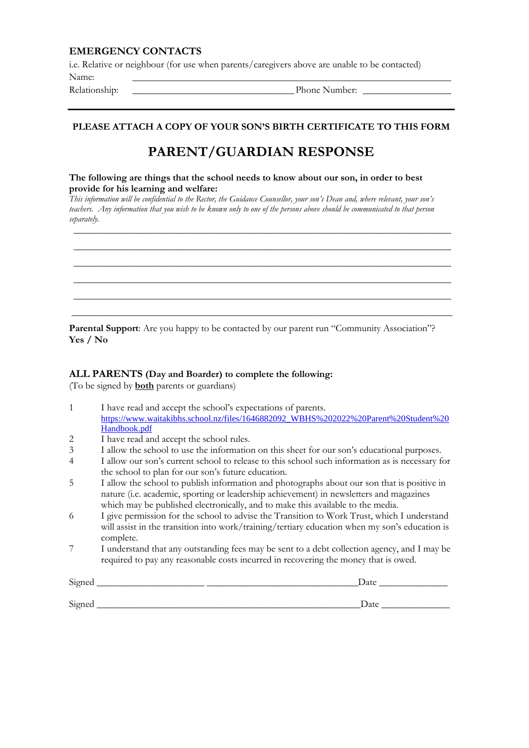### EMERGENCY CONTACTS

i.e. Relative or neighbour (for use when parents/caregivers above are unable to be contacted)

Name: ____________________________________________________________

Relationship: ______________________________ Phone Number: ________________

---

**PLEASE ATTACH A COPY OF YOUR SON'S BIRTH CERTIFICATE TO THIS FORM**

# PARENT/GUARDIAN RESPONSE

**The following are things that the school needs to know about our son, in order to best provide for his learning and welfare:**

*This information will be confidential to the Rector, the Guidance Counsellor, your son's Dean and, where relevant, your son's teachers. Any information that you wish to be known only to one of the persons above should be communicated to that person separately.*

______________________________________________________________________

______________________________________________________________________

______________________________________________________________________

______________________________________________________________________

______________________________________________________________________

______________________________________________________________________

**Parental Support**: Are you happy to be contacted by our parent run "Community Association"?
**Yes / No**

### ALL PARENTS (Day and Boarder) to complete the following:

(To be signed by **both** parents or guardians)

1. I have read and accept the school's expectations of parents. [https://www.waitakibhs.school.nz/files/1646882092_WBHS%202022%20Parent%20Student%20Handbook.pdf](https://www.waitakibhs.school.nz/files/1646882092_WBHS%202022%20Parent%20Student%20Handbook.pdf)
2. I have read and accept the school rules.
3. I allow the school to use the information on this sheet for our son's educational purposes.
4. I allow our son's current school to release to this school such information as is necessary for the school to plan for our son's future education.
5. I allow the school to publish information and photographs about our son that is positive in nature (i.e. academic, sporting or leadership achievement) in newsletters and magazines which may be published electronically, and to make this available to the media.
6. I give permission for the school to advise the Transition to Work Trust, which I understand will assist in the transition into work/training/tertiary education when my son's education is complete.
7. I understand that any outstanding fees may be sent to a debt collection agency, and I may be required to pay any reasonable costs incurred in recovering the money that is owed.

Signed ____________________ ____________________________Date _____________

Signed ___________________________________________________Date _____________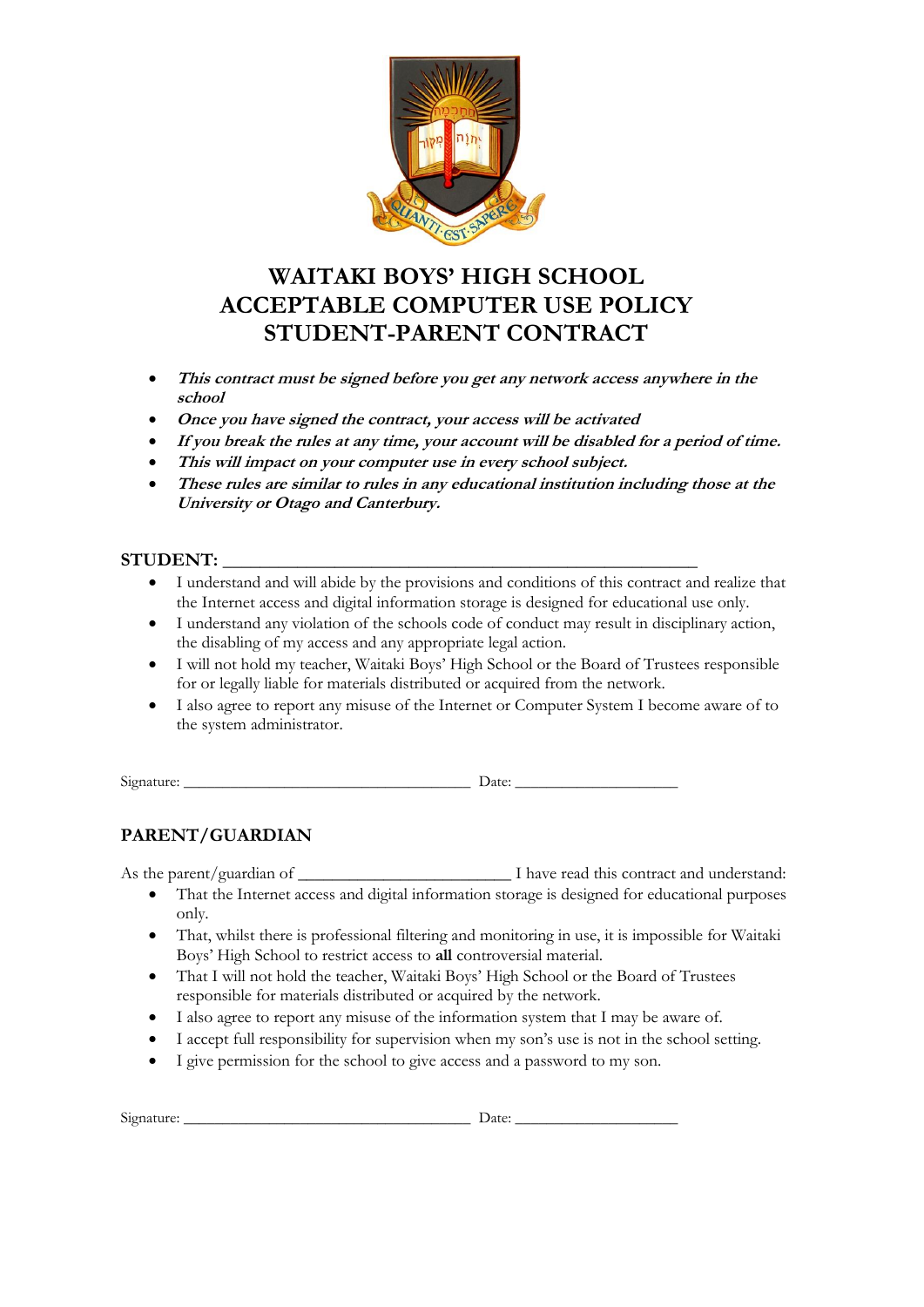# WAITAKI BOYS' HIGH SCHOOL ACCEPTABLE COMPUTER USE POLICY STUDENT-PARENT CONTRACT

- ***This contract must be signed before you get any network access anywhere in the school***
- ***Once you have signed the contract, your access will be activated***
- ***If you break the rules at any time, your account will be disabled for a period of time.***
- ***This will impact on your computer use in every school subject.***
- ***These rules are similar to rules in any educational institution including those at the University or Otago and Canterbury.***

**STUDENT:** ______________________________________________

- I understand and will abide by the provisions and conditions of this contract and realize that the Internet access and digital information storage is designed for educational use only.
- I understand any violation of the schools code of conduct may result in disciplinary action, the disabling of my access and any appropriate legal action.
- I will not hold my teacher, Waitaki Boys' High School or the Board of Trustees responsible for or legally liable for materials distributed or acquired from the network.
- I also agree to report any misuse of the Internet or Computer System I become aware of to the system administrator.

Signature: ________________________________ Date: ____________________

**PARENT/GUARDIAN**

As the parent/guardian of ________________________ I have read this contract and understand:

- That the Internet access and digital information storage is designed for educational purposes only.
- That, whilst there is professional filtering and monitoring in use, it is impossible for Waitaki Boys' High School to restrict access to **all** controversial material.
- That I will not hold the teacher, Waitaki Boys' High School or the Board of Trustees responsible for materials distributed or acquired by the network.
- I also agree to report any misuse of the information system that I may be aware of.
- I accept full responsibility for supervision when my son's use is not in the school setting.
- I give permission for the school to give access and a password to my son.

Signature: ________________________________ Date: ____________________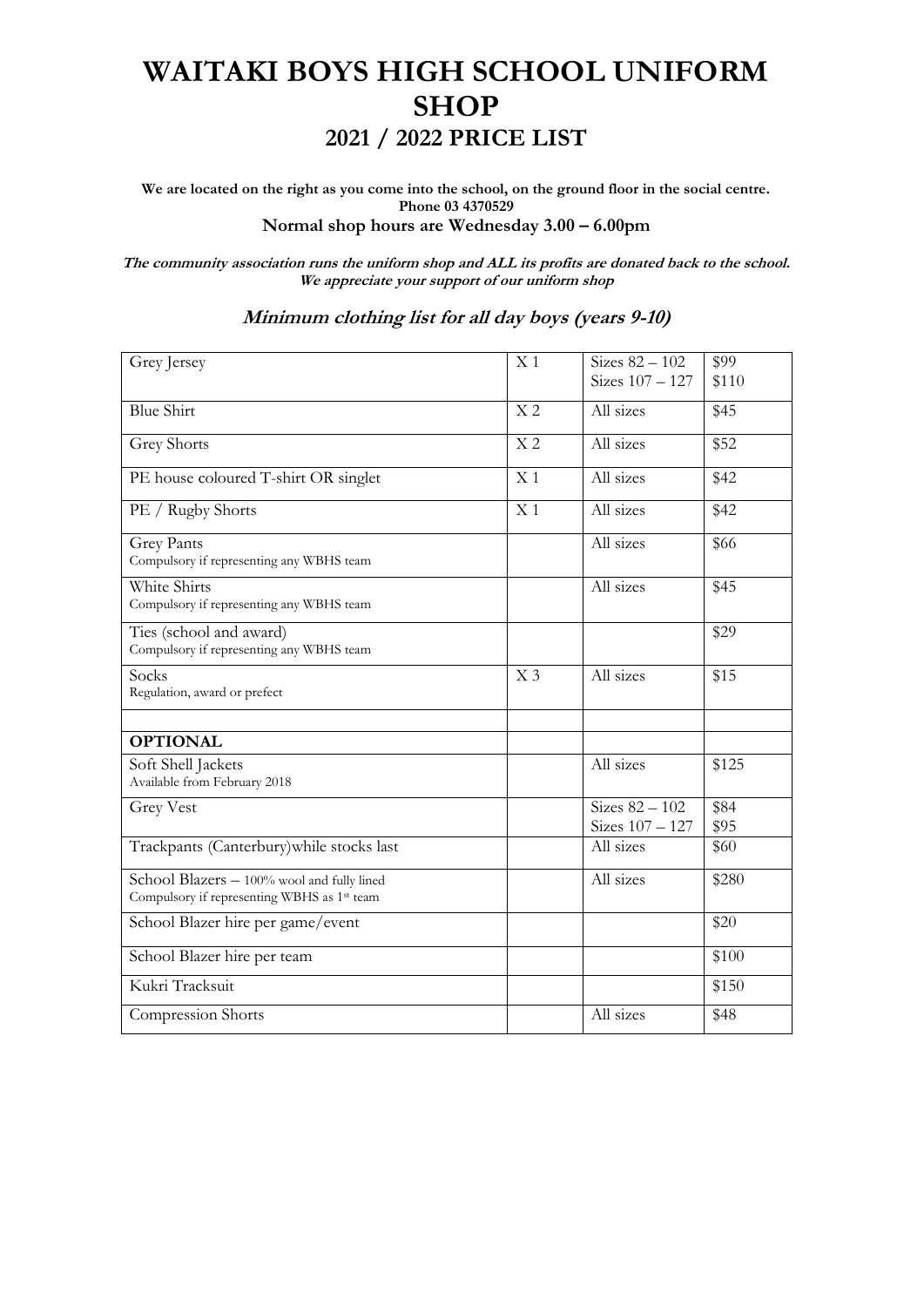# WAITAKI BOYS HIGH SCHOOL UNIFORM SHOP

## 2021 / 2022 PRICE LIST

**We are located on the right as you come into the school, on the ground floor in the social centre.**
**Phone 03 4370529**
**Normal shop hours are Wednesday 3.00 – 6.00pm**

***The community association runs the uniform shop and ALL its profits are donated back to the school.***
***We appreciate your support of our uniform shop***

### *Minimum clothing list for all day boys (years 9-10)*

| Item | Qty | Sizes | Price |
|---|---|---|---|
| Grey Jersey | X 1 | Sizes 82 – 102<br>Sizes 107 – 127 | $99<br>$110 |
| Blue Shirt | X 2 | All sizes | $45 |
| Grey Shorts | X 2 | All sizes | $52 |
| PE house coloured T-shirt OR singlet | X 1 | All sizes | $42 |
| PE / Rugby Shorts | X 1 | All sizes | $42 |
| Grey Pants<br>Compulsory if representing any WBHS team | | All sizes | $66 |
| White Shirts<br>Compulsory if representing any WBHS team | | All sizes | $45 |
| Ties (school and award)<br>Compulsory if representing any WBHS team | | | $29 |
| Socks<br>Regulation, award or prefect | X 3 | All sizes | $15 |
| | | | |
| **OPTIONAL** | | | |
| Soft Shell Jackets<br>Available from February 2018 | | All sizes | $125 |
| Grey Vest | | Sizes 82 – 102<br>Sizes 107 – 127 | $84<br>$95 |
| Trackpants (Canterbury)while stocks last | | All sizes | $60 |
| School Blazers – 100% wool and fully lined<br>Compulsory if representing WBHS as 1st team | | All sizes | $280 |
| School Blazer hire per game/event | | | $20 |
| School Blazer hire per team | | | $100 |
| Kukri Tracksuit | | | $150 |
| Compression Shorts | | All sizes | $48 |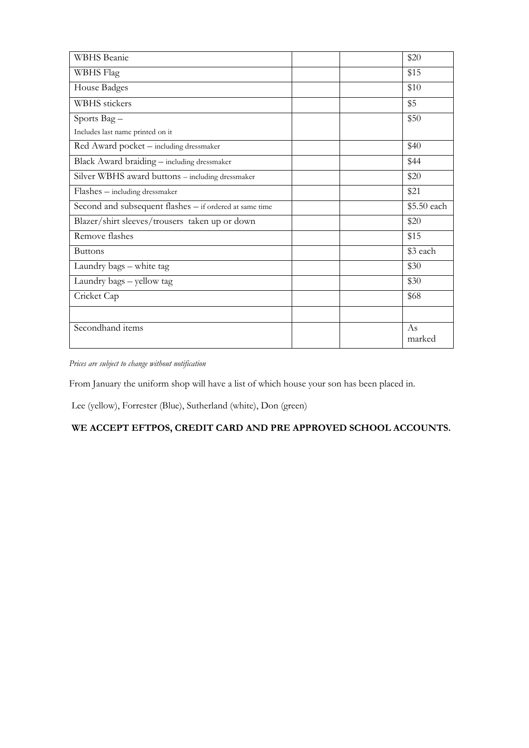| | | | |
|---|---|---|---|
| WBHS Beanie | | | $20 |
| WBHS Flag | | | $15 |
| House Badges | | | $10 |
| WBHS stickers | | | $5 |
| Sports Bag – Includes last name printed on it | | | $50 |
| Red Award pocket – including dressmaker | | | $40 |
| Black Award braiding – including dressmaker | | | $44 |
| Silver WBHS award buttons – including dressmaker | | | $20 |
| Flashes – including dressmaker | | | $21 |
| Second and subsequent flashes – if ordered at same time | | | $5.50 each |
| Blazer/shirt sleeves/trousers taken up or down | | | $20 |
| Remove flashes | | | $15 |
| Buttons | | | $3 each |
| Laundry bags – white tag | | | $30 |
| Laundry bags – yellow tag | | | $30 |
| Cricket Cap | | | $68 |
| | | | |
| Secondhand items | | | As marked |

*Prices are subject to change without notification*

From January the uniform shop will have a list of which house your son has been placed in.

Lee (yellow), Forrester (Blue), Sutherland (white), Don (green)

**WE ACCEPT EFTPOS, CREDIT CARD AND PRE APPROVED SCHOOL ACCOUNTS.**